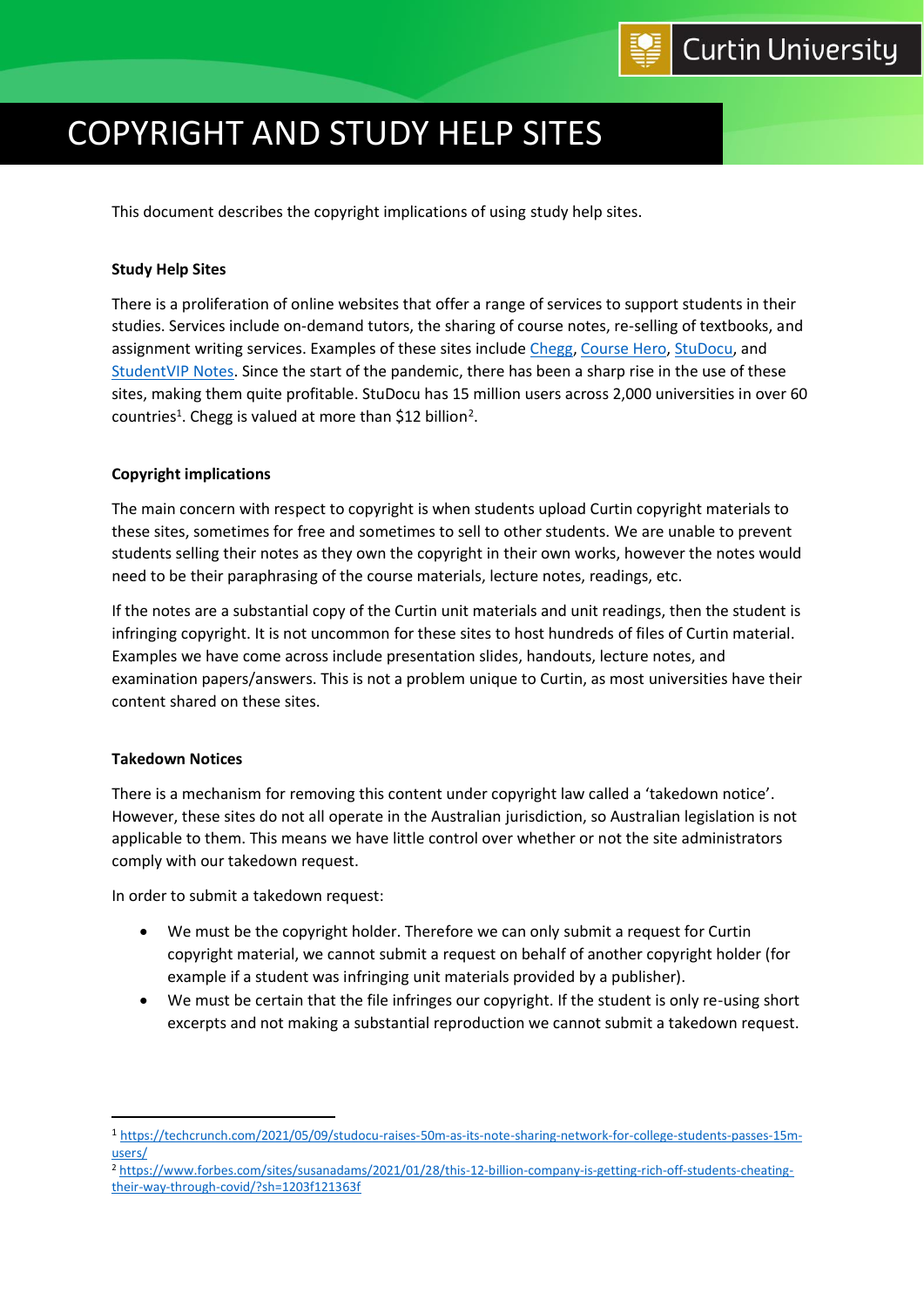# COPYRIGHT AND STUDY HELP SITES

This document describes the copyright implications of using study help sites.

**Study Help Sites**

There is a proliferation of online websites that offer a range of services to support students in their studies. Services include on-demand tutors, the sharing of course notes, re-selling of textbooks, and assignment writing services. Examples of these sites include Chegg, Course Hero, StuDocu, and StudentVIP Notes. Since the start of the pandemic, there has been a sharp rise in the use of these sites, making them quite profitable. StuDocu has 15 million users across 2,000 universities in over 60 countries[1]. Chegg is valued at more than $12 billion[2].

**Copyright implications**

The main concern with respect to copyright is when students upload Curtin copyright materials to these sites, sometimes for free and sometimes to sell to other students. We are unable to prevent students selling their notes as they own the copyright in their own works, however the notes would need to be their paraphrasing of the course materials, lecture notes, readings, etc.

If the notes are a substantial copy of the Curtin unit materials and unit readings, then the student is infringing copyright. It is not uncommon for these sites to host hundreds of files of Curtin material. Examples we have come across include presentation slides, handouts, lecture notes, and examination papers/answers. This is not a problem unique to Curtin, as most universities have their content shared on these sites.

**Takedown Notices**

There is a mechanism for removing this content under copyright law called a 'takedown notice'. However, these sites do not all operate in the Australian jurisdiction, so Australian legislation is not applicable to them. This means we have little control over whether or not the site administrators comply with our takedown request.

In order to submit a takedown request:

- We must be the copyright holder. Therefore we can only submit a request for Curtin copyright material, we cannot submit a request on behalf of another copyright holder (for example if a student was infringing unit materials provided by a publisher).
- We must be certain that the file infringes our copyright. If the student is only re-using short excerpts and not making a substantial reproduction we cannot submit a takedown request.

---

[1] https://techcrunch.com/2021/05/09/studocu-raises-50m-as-its-note-sharing-network-for-college-students-passes-15m-users/

[2] https://www.forbes.com/sites/susanadams/2021/01/28/this-12-billion-company-is-getting-rich-off-students-cheating-their-way-through-covid/?sh=1203f121363f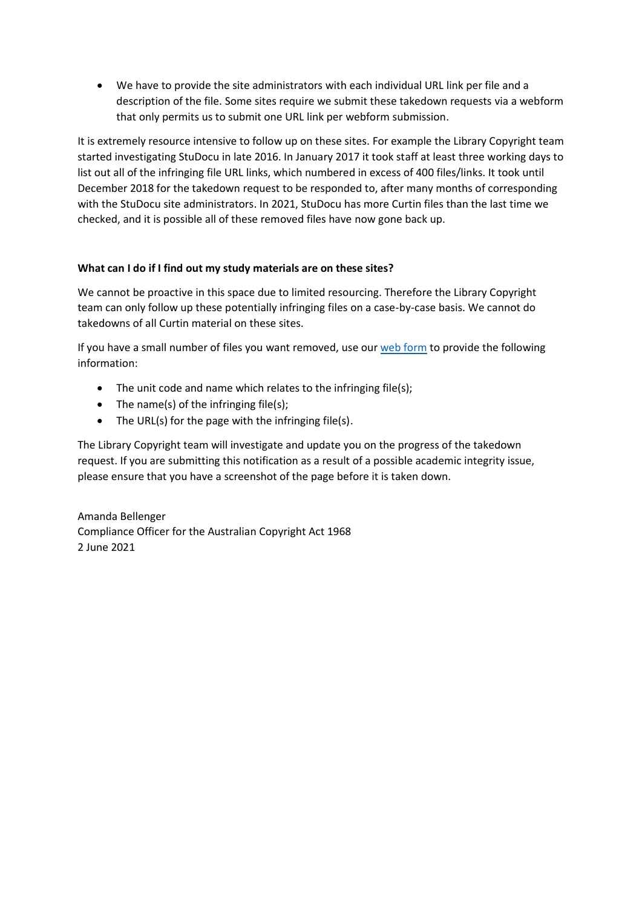- We have to provide the site administrators with each individual URL link per file and a description of the file. Some sites require we submit these takedown requests via a webform that only permits us to submit one URL link per webform submission.

It is extremely resource intensive to follow up on these sites. For example the Library Copyright team started investigating StuDocu in late 2016. In January 2017 it took staff at least three working days to list out all of the infringing file URL links, which numbered in excess of 400 files/links. It took until December 2018 for the takedown request to be responded to, after many months of corresponding with the StuDocu site administrators. In 2021, StuDocu has more Curtin files than the last time we checked, and it is possible all of these removed files have now gone back up.

**What can I do if I find out my study materials are on these sites?**

We cannot be proactive in this space due to limited resourcing. Therefore the Library Copyright team can only follow up these potentially infringing files on a case-by-case basis. We cannot do takedowns of all Curtin material on these sites.

If you have a small number of files you want removed, use our web form to provide the following information:

- The unit code and name which relates to the infringing file(s);
- The name(s) of the infringing file(s);
- The URL(s) for the page with the infringing file(s).

The Library Copyright team will investigate and update you on the progress of the takedown request. If you are submitting this notification as a result of a possible academic integrity issue, please ensure that you have a screenshot of the page before it is taken down.

Amanda Bellenger
Compliance Officer for the Australian Copyright Act 1968
2 June 2021